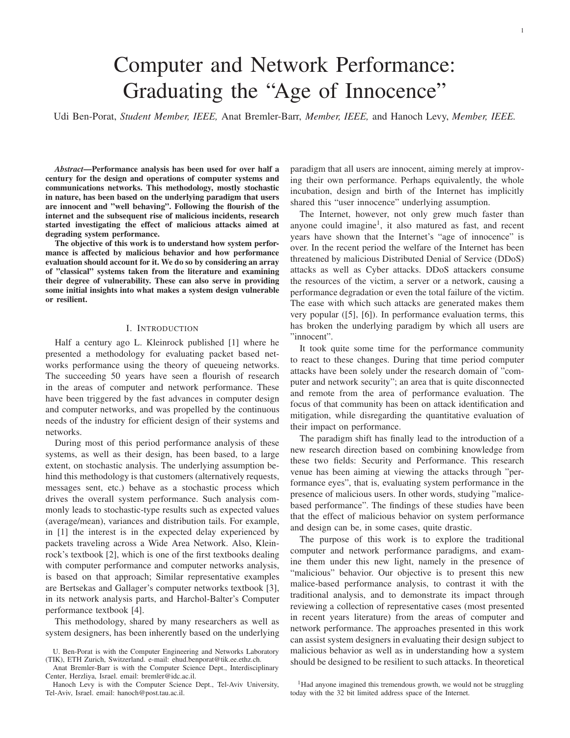# Computer and Network Performance: Graduating the "Age of Innocence"

Udi Ben-Porat, *Student Member, IEEE,* Anat Bremler-Barr, *Member, IEEE,* and Hanoch Levy, *Member, IEEE.*

***Abstract*—Performance analysis has been used for over half a century for the design and operations of computer systems and communications networks. This methodology, mostly stochastic in nature, has been based on the underlying paradigm that users are innocent and "well behaving". Following the flourish of the internet and the subsequent rise of malicious incidents, research started investigating the effect of malicious attacks aimed at degrading system performance.**

**The objective of this work is to understand how system performance is affected by malicious behavior and how performance evaluation should account for it. We do so by considering an array of "classical" systems taken from the literature and examining their degree of vulnerability. These can also serve in providing some initial insights into what makes a system design vulnerable or resilient.**

## I. Introduction

Half a century ago L. Kleinrock published [1] where he presented a methodology for evaluating packet based networks performance using the theory of queueing networks. The succeeding 50 years have seen a flourish of research in the areas of computer and network performance. These have been triggered by the fast advances in computer design and computer networks, and was propelled by the continuous needs of the industry for efficient design of their systems and networks.

During most of this period performance analysis of these systems, as well as their design, has been based, to a large extent, on stochastic analysis. The underlying assumption behind this methodology is that customers (alternatively requests, messages sent, etc.) behave as a stochastic process which drives the overall system performance. Such analysis commonly leads to stochastic-type results such as expected values (average/mean), variances and distribution tails. For example, in [1] the interest is in the expected delay experienced by packets traveling across a Wide Area Network. Also, Kleinrock's textbook [2], which is one of the first textbooks dealing with computer performance and computer networks analysis, is based on that approach; Similar representative examples are Bertsekas and Gallager's computer networks textbook [3], in its network analysis parts, and Harchol-Balter's Computer performance textbook [4].

This methodology, shared by many researchers as well as system designers, has been inherently based on the underlying paradigm that all users are innocent, aiming merely at improving their own performance. Perhaps equivalently, the whole incubation, design and birth of the Internet has implicitly shared this "user innocence" underlying assumption.

The Internet, however, not only grew much faster than anyone could imagine[1], it also matured as fast, and recent years have shown that the Internet's "age of innocence" is over. In the recent period the welfare of the Internet has been threatened by malicious Distributed Denial of Service (DDoS) attacks as well as Cyber attacks. DDoS attackers consume the resources of the victim, a server or a network, causing a performance degradation or even the total failure of the victim. The ease with which such attacks are generated makes them very popular ([5], [6]). In performance evaluation terms, this has broken the underlying paradigm by which all users are "innocent".

It took quite some time for the performance community to react to these changes. During that time period computer attacks have been solely under the research domain of "computer and network security"; an area that is quite disconnected and remote from the area of performance evaluation. The focus of that community has been on attack identification and mitigation, while disregarding the quantitative evaluation of their impact on performance.

The paradigm shift has finally lead to the introduction of a new research direction based on combining knowledge from these two fields: Security and Performance. This research venue has been aiming at viewing the attacks through "performance eyes", that is, evaluating system performance in the presence of malicious users. In other words, studying "malice-based performance". The findings of these studies have been that the effect of malicious behavior on system performance and design can be, in some cases, quite drastic.

The purpose of this work is to explore the traditional computer and network performance paradigms, and examine them under this new light, namely in the presence of "malicious" behavior. Our objective is to present this new malice-based performance analysis, to contrast it with the traditional analysis, and to demonstrate its impact through reviewing a collection of representative cases (most presented in recent years literature) from the areas of computer and network performance. The approaches presented in this work can assist system designers in evaluating their design subject to malicious behavior as well as in understanding how a system should be designed to be resilient to such attacks. In theoretical

U. Ben-Porat is with the Computer Engineering and Networks Laboratory (TIK), ETH Zurich, Switzerland. e-mail: ehud.benporat@tik.ee.ethz.ch.

Anat Bremler-Barr is with the Computer Science Dept., Interdisciplinary Center, Herzliya, Israel. email: bremler@idc.ac.il.

Hanoch Levy is with the Computer Science Dept., Tel-Aviv University, Tel-Aviv, Israel. email: hanoch@post.tau.ac.il.

[1]Had anyone imagined this tremendous growth, we would not be struggling today with the 32 bit limited address space of the Internet.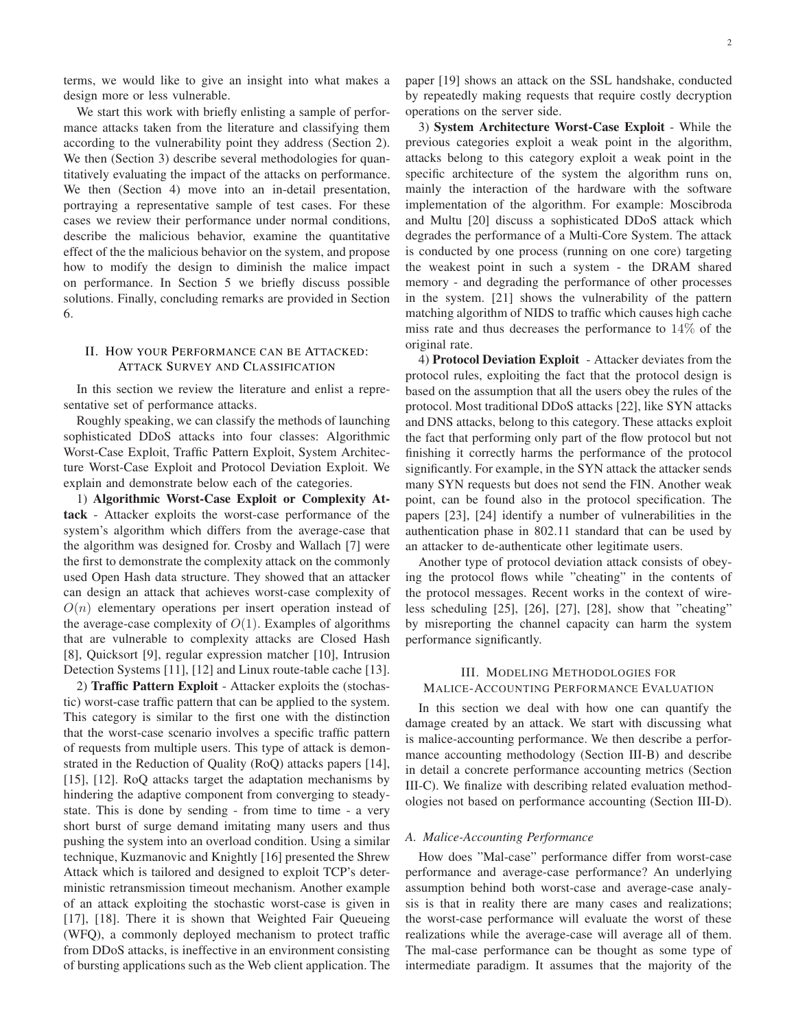terms, we would like to give an insight into what makes a design more or less vulnerable.

We start this work with briefly enlisting a sample of performance attacks taken from the literature and classifying them according to the vulnerability point they address (Section 2). We then (Section 3) describe several methodologies for quantitatively evaluating the impact of the attacks on performance. We then (Section 4) move into an in-detail presentation, portraying a representative sample of test cases. For these cases we review their performance under normal conditions, describe the malicious behavior, examine the quantitative effect of the the malicious behavior on the system, and propose how to modify the design to diminish the malice impact on performance. In Section 5 we briefly discuss possible solutions. Finally, concluding remarks are provided in Section 6.

## II. How your Performance can be Attacked: Attack Survey and Classification

In this section we review the literature and enlist a representative set of performance attacks.

Roughly speaking, we can classify the methods of launching sophisticated DDoS attacks into four classes: Algorithmic Worst-Case Exploit, Traffic Pattern Exploit, System Architecture Worst-Case Exploit and Protocol Deviation Exploit. We explain and demonstrate below each of the categories.

1) **Algorithmic Worst-Case Exploit or Complexity Attack** - Attacker exploits the worst-case performance of the system's algorithm which differs from the average-case that the algorithm was designed for. Crosby and Wallach [7] were the first to demonstrate the complexity attack on the commonly used Open Hash data structure. They showed that an attacker can design an attack that achieves worst-case complexity of $O(n)$ elementary operations per insert operation instead of the average-case complexity of $O(1)$. Examples of algorithms that are vulnerable to complexity attacks are Closed Hash [8], Quicksort [9], regular expression matcher [10], Intrusion Detection Systems [11], [12] and Linux route-table cache [13].

2) **Traffic Pattern Exploit** - Attacker exploits the (stochastic) worst-case traffic pattern that can be applied to the system. This category is similar to the first one with the distinction that the worst-case scenario involves a specific traffic pattern of requests from multiple users. This type of attack is demonstrated in the Reduction of Quality (RoQ) attacks papers [14], [15], [12]. RoQ attacks target the adaptation mechanisms by hindering the adaptive component from converging to steady-state. This is done by sending - from time to time - a very short burst of surge demand imitating many users and thus pushing the system into an overload condition. Using a similar technique, Kuzmanovic and Knightly [16] presented the Shrew Attack which is tailored and designed to exploit TCP's deterministic retransmission timeout mechanism. Another example of an attack exploiting the stochastic worst-case is given in [17], [18]. There it is shown that Weighted Fair Queueing (WFQ), a commonly deployed mechanism to protect traffic from DDoS attacks, is ineffective in an environment consisting of bursting applications such as the Web client application. The paper [19] shows an attack on the SSL handshake, conducted by repeatedly making requests that require costly decryption operations on the server side.

3) **System Architecture Worst-Case Exploit** - While the previous categories exploit a weak point in the algorithm, attacks belong to this category exploit a weak point in the specific architecture of the system the algorithm runs on, mainly the interaction of the hardware with the software implementation of the algorithm. For example: Moscibroda and Multu [20] discuss a sophisticated DDoS attack which degrades the performance of a Multi-Core System. The attack is conducted by one process (running on one core) targeting the weakest point in such a system - the DRAM shared memory - and degrading the performance of other processes in the system. [21] shows the vulnerability of the pattern matching algorithm of NIDS to traffic which causes high cache miss rate and thus decreases the performance to $14\%$ of the original rate.

4) **Protocol Deviation Exploit** - Attacker deviates from the protocol rules, exploiting the fact that the protocol design is based on the assumption that all the users obey the rules of the protocol. Most traditional DDoS attacks [22], like SYN attacks and DNS attacks, belong to this category. These attacks exploit the fact that performing only part of the flow protocol but not finishing it correctly harms the performance of the protocol significantly. For example, in the SYN attack the attacker sends many SYN requests but does not send the FIN. Another weak point, can be found also in the protocol specification. The papers [23], [24] identify a number of vulnerabilities in the authentication phase in 802.11 standard that can be used by an attacker to de-authenticate other legitimate users.

Another type of protocol deviation attack consists of obeying the protocol flows while "cheating" in the contents of the protocol messages. Recent works in the context of wireless scheduling [25], [26], [27], [28], show that "cheating" by misreporting the channel capacity can harm the system performance significantly.

## III. Modeling Methodologies for Malice-Accounting Performance Evaluation

In this section we deal with how one can quantify the damage created by an attack. We start with discussing what is malice-accounting performance. We then describe a performance accounting methodology (Section III-B) and describe in detail a concrete performance accounting metrics (Section III-C). We finalize with describing related evaluation methodologies not based on performance accounting (Section III-D).

### A. Malice-Accounting Performance

How does "Mal-case" performance differ from worst-case performance and average-case performance? An underlying assumption behind both worst-case and average-case analysis is that in reality there are many cases and realizations; the worst-case performance will evaluate the worst of these realizations while the average-case will average all of them. The mal-case performance can be thought as some type of intermediate paradigm. It assumes that the majority of the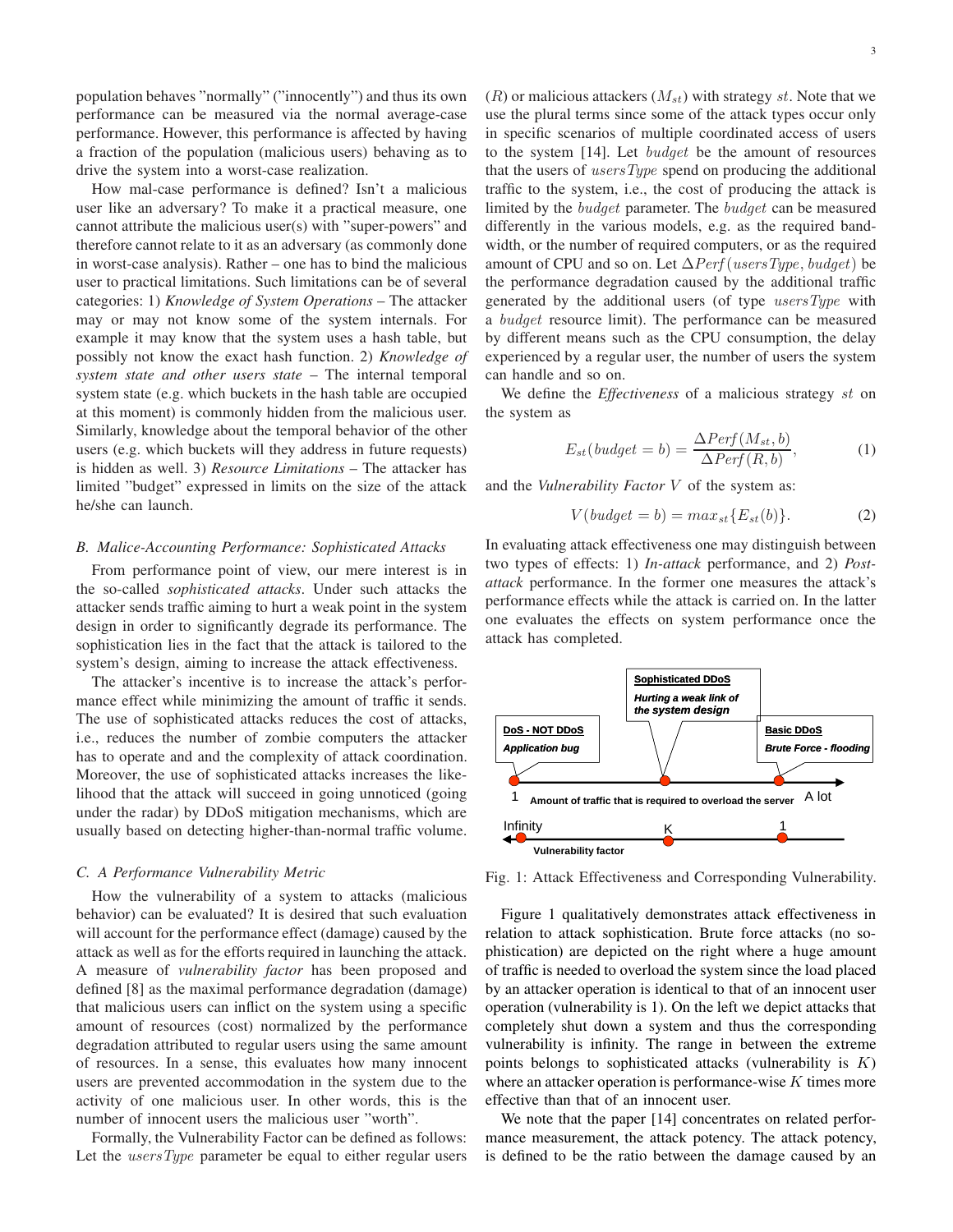population behaves "normally" ("innocently") and thus its own performance can be measured via the normal average-case performance. However, this performance is affected by having a fraction of the population (malicious users) behaving as to drive the system into a worst-case realization.

How mal-case performance is defined? Isn't a malicious user like an adversary? To make it a practical measure, one cannot attribute the malicious user(s) with "super-powers" and therefore cannot relate to it as an adversary (as commonly done in worst-case analysis). Rather – one has to bind the malicious user to practical limitations. Such limitations can be of several categories: 1) *Knowledge of System Operations* – The attacker may or may not know some of the system internals. For example it may know that the system uses a hash table, but possibly not know the exact hash function. 2) *Knowledge of system state and other users state* – The internal temporal system state (e.g. which buckets in the hash table are occupied at this moment) is commonly hidden from the malicious user. Similarly, knowledge about the temporal behavior of the other users (e.g. which buckets will they address in future requests) is hidden as well. 3) *Resource Limitations* – The attacker has limited "budget" expressed in limits on the size of the attack he/she can launch.

### B. Malice-Accounting Performance: Sophisticated Attacks

From performance point of view, our mere interest is in the so-called *sophisticated attacks*. Under such attacks the attacker sends traffic aiming to hurt a weak point in the system design in order to significantly degrade its performance. The sophistication lies in the fact that the attack is tailored to the system's design, aiming to increase the attack effectiveness.

The attacker's incentive is to increase the attack's performance effect while minimizing the amount of traffic it sends. The use of sophisticated attacks reduces the cost of attacks, i.e., reduces the number of zombie computers the attacker has to operate and and the complexity of attack coordination. Moreover, the use of sophisticated attacks increases the likelihood that the attack will succeed in going unnoticed (going under the radar) by DDoS mitigation mechanisms, which are usually based on detecting higher-than-normal traffic volume.

### C. A Performance Vulnerability Metric

How the vulnerability of a system to attacks (malicious behavior) can be evaluated? It is desired that such evaluation will account for the performance effect (damage) caused by the attack as well as for the efforts required in launching the attack. A measure of *vulnerability factor* has been proposed and defined [8] as the maximal performance degradation (damage) that malicious users can inflict on the system using a specific amount of resources (cost) normalized by the performance degradation attributed to regular users using the same amount of resources. In a sense, this evaluates how many innocent users are prevented accommodation in the system due to the activity of one malicious user. In other words, this is the number of innocent users the malicious user "worth".

Formally, the Vulnerability Factor can be defined as follows: Let the $usersType$ parameter be equal to either regular users ($R$) or malicious attackers ($M_{st}$) with strategy $st$. Note that we use the plural terms since some of the attack types occur only in specific scenarios of multiple coordinated access of users to the system [14]. Let $budget$ be the amount of resources that the users of $usersType$ spend on producing the additional traffic to the system, i.e., the cost of producing the attack is limited by the $budget$ parameter. The $budget$ can be measured differently in the various models, e.g. as the required bandwidth, or the number of required computers, or as the required amount of CPU and so on. Let $\Delta Perf(usersType, budget)$ be the performance degradation caused by the additional traffic generated by the additional users (of type $usersType$ with a $budget$ resource limit). The performance can be measured by different means such as the CPU consumption, the delay experienced by a regular user, the number of users the system can handle and so on.

We define the *Effectiveness* of a malicious strategy $st$ on the system as

$$E_{st}(budget = b) = \frac{\Delta Perf(M_{st}, b)}{\Delta Perf(R, b)}, \tag{1}$$

and the *Vulnerability Factor* $V$ of the system as:

$$V(budget = b) = max_{st}\{E_{st}(b)\}. \tag{2}$$

In evaluating attack effectiveness one may distinguish between two types of effects: 1) *In-attack* performance, and 2) *Post-attack* performance. In the former one measures the attack's performance effects while the attack is carried on. In the latter one evaluates the effects on system performance once the attack has completed.

**Sophisticated DDoS**
*Hurting a weak link of the system design*

**DoS - NOT DDoS**
*Application bug*

**Basic DDoS**
*Brute Force - flooding*

1
Amount of traffic that is required to overload the server
A lot

Infinity
K
1
Vulnerability factor

Fig. 1: Attack Effectiveness and Corresponding Vulnerability.

Figure 1 qualitatively demonstrates attack effectiveness in relation to attack sophistication. Brute force attacks (no sophistication) are depicted on the right where a huge amount of traffic is needed to overload the system since the load placed by an attacker operation is identical to that of an innocent user operation (vulnerability is 1). On the left we depict attacks that completely shut down a system and thus the corresponding vulnerability is infinity. The range in between the extreme points belongs to sophisticated attacks (vulnerability is $K$) where an attacker operation is performance-wise $K$ times more effective than that of an innocent user.

We note that the paper [14] concentrates on related performance measurement, the attack potency. The attack potency, is defined to be the ratio between the damage caused by an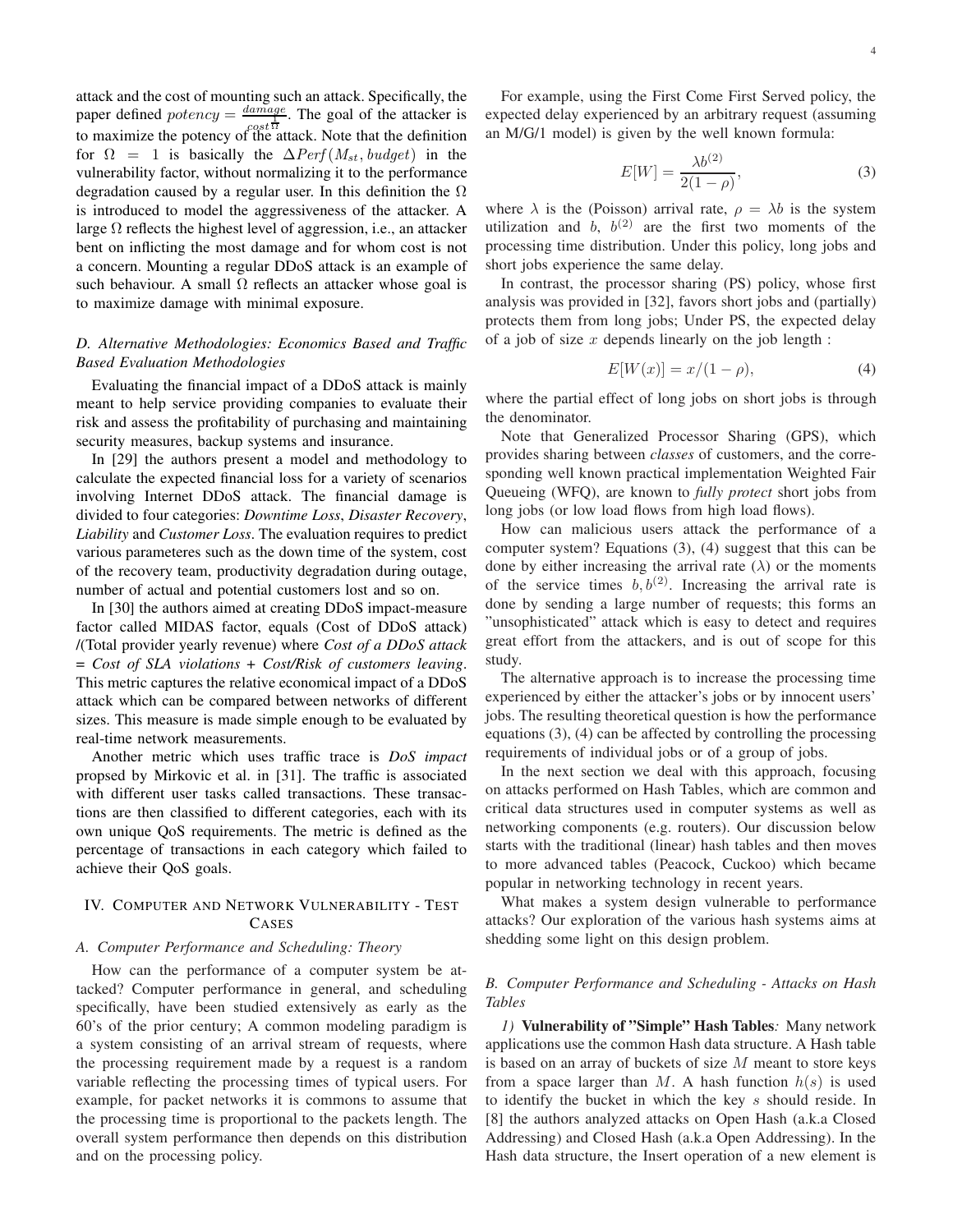attack and the cost of mounting such an attack. Specifically, the paper defined $potency = \frac{damage}{cost^{\frac{1}{\Omega}}}$. The goal of the attacker is to maximize the potency of the attack. Note that the definition for $\Omega = 1$ is basically the $\Delta Perf(M_{st}, budget)$ in the vulnerability factor, without normalizing it to the performance degradation caused by a regular user. In this definition the $\Omega$ is introduced to model the aggressiveness of the attacker. A large $\Omega$ reflects the highest level of aggression, i.e., an attacker bent on inflicting the most damage and for whom cost is not a concern. Mounting a regular DDoS attack is an example of such behaviour. A small $\Omega$ reflects an attacker whose goal is to maximize damage with minimal exposure.

### D. Alternative Methodologies: Economics Based and Traffic Based Evaluation Methodologies

Evaluating the financial impact of a DDoS attack is mainly meant to help service providing companies to evaluate their risk and assess the profitability of purchasing and maintaining security measures, backup systems and insurance.

In [29] the authors present a model and methodology to calculate the expected financial loss for a variety of scenarios involving Internet DDoS attack. The financial damage is divided to four categories: *Downtime Loss*, *Disaster Recovery*, *Liability* and *Customer Loss*. The evaluation requires to predict various parameteres such as the down time of the system, cost of the recovery team, productivity degradation during outage, number of actual and potential customers lost and so on.

In [30] the authors aimed at creating DDoS impact-measure factor called MIDAS factor, equals (Cost of DDoS attack) /(Total provider yearly revenue) where *Cost of a DDoS attack = Cost of SLA violations + Cost/Risk of customers leaving*. This metric captures the relative economical impact of a DDoS attack which can be compared between networks of different sizes. This measure is made simple enough to be evaluated by real-time network measurements.

Another metric which uses traffic trace is *DoS impact* propsed by Mirkovic et al. in [31]. The traffic is associated with different user tasks called transactions. These transactions are then classified to different categories, each with its own unique QoS requirements. The metric is defined as the percentage of transactions in each category which failed to achieve their QoS goals.

## IV. Computer and Network Vulnerability - Test Cases

### A. Computer Performance and Scheduling: Theory

How can the performance of a computer system be attacked? Computer performance in general, and scheduling specifically, have been studied extensively as early as the 60's of the prior century; A common modeling paradigm is a system consisting of an arrival stream of requests, where the processing requirement made by a request is a random variable reflecting the processing times of typical users. For example, for packet networks it is commons to assume that the processing time is proportional to the packets length. The overall system performance then depends on this distribution and on the processing policy.

For example, using the First Come First Served policy, the expected delay experienced by an arbitrary request (assuming an M/G/1 model) is given by the well known formula:

$$E[W] = \frac{\lambda b^{(2)}}{2(1-\rho)}, \tag{3}$$

where $\lambda$ is the (Poisson) arrival rate, $\rho = \lambda b$ is the system utilization and $b$, $b^{(2)}$ are the first two moments of the processing time distribution. Under this policy, long jobs and short jobs experience the same delay.

In contrast, the processor sharing (PS) policy, whose first analysis was provided in [32], favors short jobs and (partially) protects them from long jobs; Under PS, the expected delay of a job of size $x$ depends linearly on the job length :

$$E[W(x)] = x/(1-\rho), \tag{4}$$

where the partial effect of long jobs on short jobs is through the denominator.

Note that Generalized Processor Sharing (GPS), which provides sharing between *classes* of customers, and the corresponding well known practical implementation Weighted Fair Queueing (WFQ), are known to *fully protect* short jobs from long jobs (or low load flows from high load flows).

How can malicious users attack the performance of a computer system? Equations (3), (4) suggest that this can be done by either increasing the arrival rate ($\lambda$) or the moments of the service times $b, b^{(2)}$. Increasing the arrival rate is done by sending a large number of requests; this forms an "unsophisticated" attack which is easy to detect and requires great effort from the attackers, and is out of scope for this study.

The alternative approach is to increase the processing time experienced by either the attacker's jobs or by innocent users' jobs. The resulting theoretical question is how the performance equations (3), (4) can be affected by controlling the processing requirements of individual jobs or of a group of jobs.

In the next section we deal with this approach, focusing on attacks performed on Hash Tables, which are common and critical data structures used in computer systems as well as networking components (e.g. routers). Our discussion below starts with the traditional (linear) hash tables and then moves to more advanced tables (Peacock, Cuckoo) which became popular in networking technology in recent years.

What makes a system design vulnerable to performance attacks? Our exploration of the various hash systems aims at shedding some light on this design problem.

### B. Computer Performance and Scheduling - Attacks on Hash Tables

*1)* **Vulnerability of "Simple" Hash Tables***:* Many network applications use the common Hash data structure. A Hash table is based on an array of buckets of size $M$ meant to store keys from a space larger than $M$. A hash function $h(s)$ is used to identify the bucket in which the key $s$ should reside. In [8] the authors analyzed attacks on Open Hash (a.k.a Closed Addressing) and Closed Hash (a.k.a Open Addressing). In the Hash data structure, the Insert operation of a new element is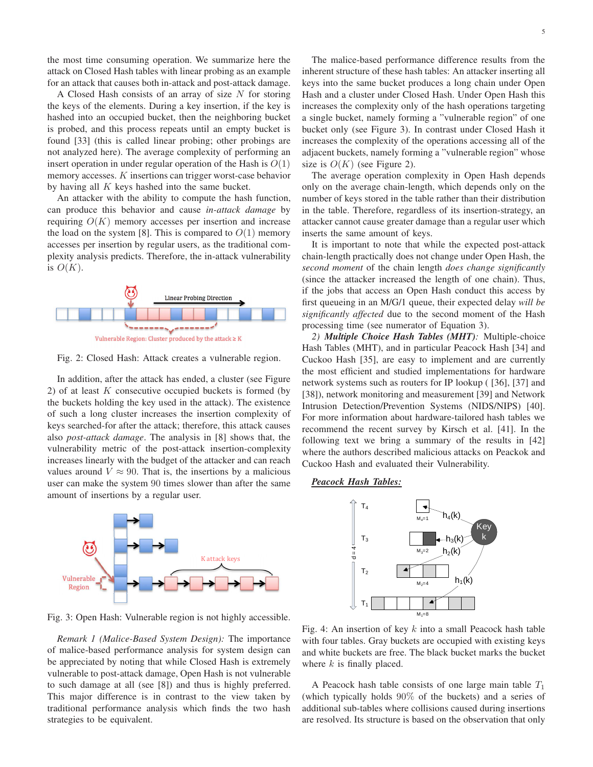the most time consuming operation. We summarize here the attack on Closed Hash tables with linear probing as an example for an attack that causes both in-attack and post-attack damage.

A Closed Hash consists of an array of size $N$ for storing the keys of the elements. During a key insertion, if the key is hashed into an occupied bucket, then the neighboring bucket is probed, and this process repeats until an empty bucket is found [33] (this is called linear probing; other probings are not analyzed here). The average complexity of performing an insert operation in under regular operation of the Hash is $O(1)$ memory accesses. $K$ insertions can trigger worst-case behavior by having all $K$ keys hashed into the same bucket.

An attacker with the ability to compute the hash function, can produce this behavior and cause *in-attack damage* by requiring $O(K)$ memory accesses per insertion and increase the load on the system [8]. This is compared to $O(1)$ memory accesses per insertion by regular users, as the traditional complexity analysis predicts. Therefore, the in-attack vulnerability is $O(K)$.

Fig. 2: Closed Hash: Attack creates a vulnerable region.

In addition, after the attack has ended, a cluster (see Figure 2) of at least $K$ consecutive occupied buckets is formed (by the buckets holding the key used in the attack). The existence of such a long cluster increases the insertion complexity of keys searched-for after the attack; therefore, this attack causes also *post-attack damage*. The analysis in [8] shows that, the vulnerability metric of the post-attack insertion-complexity increases linearly with the budget of the attacker and can reach values around $V \approx 90$. That is, the insertions by a malicious user can make the system 90 times slower than after the same amount of insertions by a regular user.

Fig. 3: Open Hash: Vulnerable region is not highly accessible.

*Remark 1 (Malice-Based System Design):* The importance of malice-based performance analysis for system design can be appreciated by noting that while Closed Hash is extremely vulnerable to post-attack damage, Open Hash is not vulnerable to such damage at all (see [8]) and thus is highly preferred. This major difference is in contrast to the view taken by traditional performance analysis which finds the two hash strategies to be equivalent.

The malice-based performance difference results from the inherent structure of these hash tables: An attacker inserting all keys into the same bucket produces a long chain under Open Hash and a cluster under Closed Hash. Under Open Hash this increases the complexity only of the hash operations targeting a single bucket, namely forming a "vulnerable region" of one bucket only (see Figure 3). In contrast under Closed Hash it increases the complexity of the operations accessing all of the adjacent buckets, namely forming a "vulnerable region" whose size is $O(K)$ (see Figure 2).

The average operation complexity in Open Hash depends only on the average chain-length, which depends only on the number of keys stored in the table rather than their distribution in the table. Therefore, regardless of its insertion-strategy, an attacker cannot cause greater damage than a regular user which inserts the same amount of keys.

It is important to note that while the expected post-attack chain-length practically does not change under Open Hash, the *second moment* of the chain length *does change significantly* (since the attacker increased the length of one chain). Thus, if the jobs that access an Open Hash conduct this access by first queueing in an M/G/1 queue, their expected delay *will be significantly affected* due to the second moment of the Hash processing time (see numerator of Equation 3).

*2) **Multiple Choice Hash Tables (MHT)**:* Multiple-choice Hash Tables (MHT), and in particular Peacock Hash [34] and Cuckoo Hash [35], are easy to implement and are currently the most efficient and studied implementations for hardware network systems such as routers for IP lookup ( [36], [37] and [38]), network monitoring and measurement [39] and Network Intrusion Detection/Prevention Systems (NIDS/NIPS) [40]. For more information about hardware-tailored hash tables we recommend the recent survey by Kirsch et al. [41]. In the following text we bring a summary of the results in [42] where the authors described malicious attacks on Peackok and Cuckoo Hash and evaluated their Vulnerability.

***Peacock Hash Tables:***

Fig. 4: An insertion of key $k$ into a small Peacock hash table with four tables. Gray buckets are occupied with existing keys and white buckets are free. The black bucket marks the bucket where $k$ is finally placed.

A Peacock hash table consists of one large main table $T_1$ (which typically holds 90% of the buckets) and a series of additional sub-tables where collisions caused during insertions are resolved. Its structure is based on the observation that only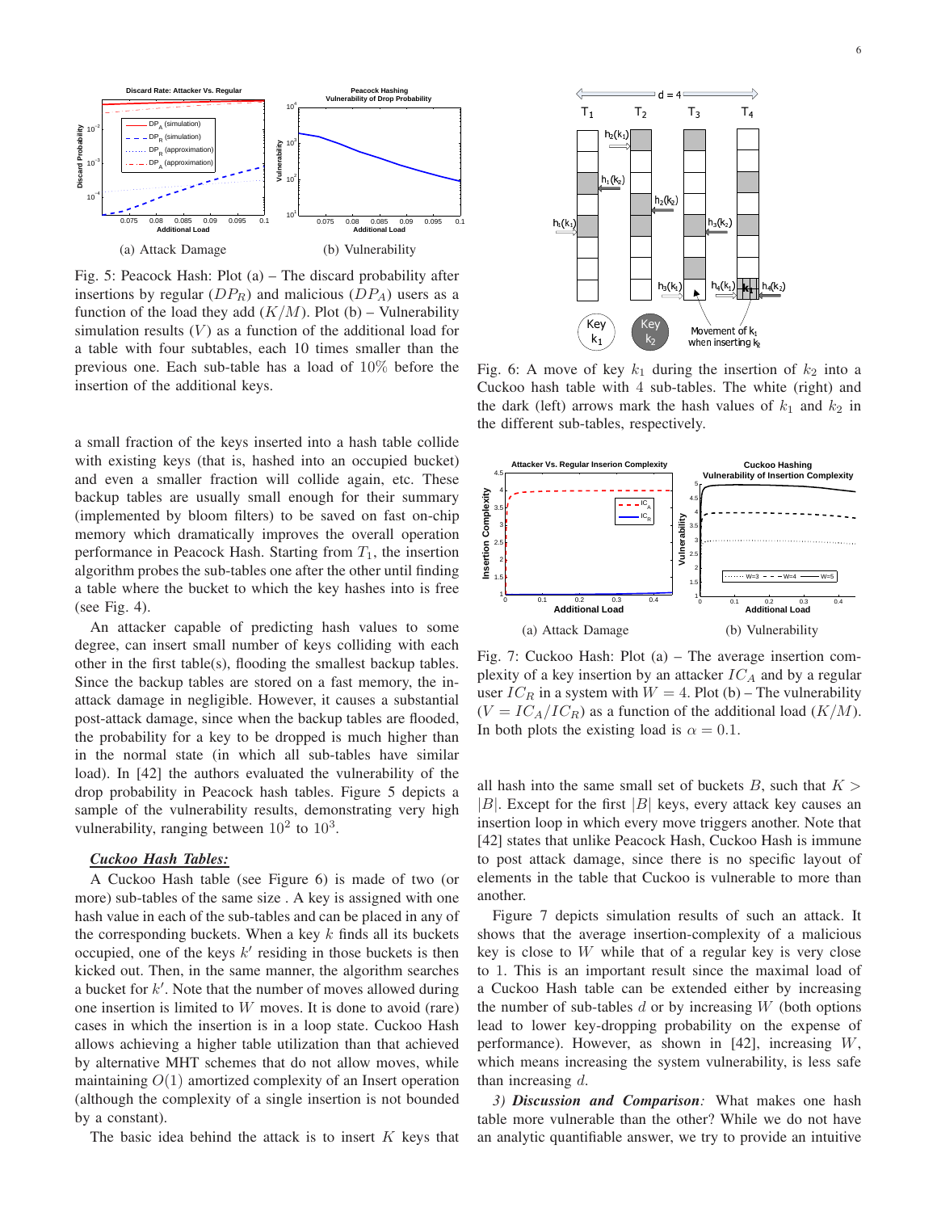(a) Attack Damage

(b) Vulnerability

Fig. 5: Peacock Hash: Plot (a) – The discard probability after insertions by regular ($DP_R$) and malicious ($DP_A$) users as a function of the load they add ($K/M$). Plot (b) – Vulnerability simulation results ($V$) as a function of the additional load for a table with four subtables, each 10 times smaller than the previous one. Each sub-table has a load of $10\%$ before the insertion of the additional keys.

a small fraction of the keys inserted into a hash table collide with existing keys (that is, hashed into an occupied bucket) and even a smaller fraction will collide again, etc. These backup tables are usually small enough for their summary (implemented by bloom filters) to be saved on fast on-chip memory which dramatically improves the overall operation performance in Peacock Hash. Starting from $T_1$, the insertion algorithm probes the sub-tables one after the other until finding a table where the bucket to which the key hashes into is free (see Fig. 4).

An attacker capable of predicting hash values to some degree, can insert small number of keys colliding with each other in the first table(s), flooding the smallest backup tables. Since the backup tables are stored on a fast memory, the in-attack damage in negligible. However, it causes a substantial post-attack damage, since when the backup tables are flooded, the probability for a key to be dropped is much higher than in the normal state (in which all sub-tables have similar load). In [42] the authors evaluated the vulnerability of the drop probability in Peacock hash tables. Figure 5 depicts a sample of the vulnerability results, demonstrating very high vulnerability, ranging between $10^2$ to $10^3$.

***Cuckoo Hash Tables:***

A Cuckoo Hash table (see Figure 6) is made of two (or more) sub-tables of the same size . A key is assigned with one hash value in each of the sub-tables and can be placed in any of the corresponding buckets. When a key $k$ finds all its buckets occupied, one of the keys $k'$ residing in those buckets is then kicked out. Then, in the same manner, the algorithm searches a bucket for $k'$. Note that the number of moves allowed during one insertion is limited to $W$ moves. It is done to avoid (rare) cases in which the insertion is in a loop state. Cuckoo Hash allows achieving a higher table utilization than that achieved by alternative MHT schemes that do not allow moves, while maintaining $O(1)$ amortized complexity of an Insert operation (although the complexity of a single insertion is not bounded by a constant).

The basic idea behind the attack is to insert $K$ keys that all hash into the same small set of buckets $B$, such that $K > |B|$. Except for the first $|B|$ keys, every attack key causes an insertion loop in which every move triggers another. Note that [42] states that unlike Peacock Hash, Cuckoo Hash is immune to post attack damage, since there is no specific layout of elements in the table that Cuckoo is vulnerable to more than another.

Fig. 6: A move of key $k_1$ during the insertion of $k_2$ into a Cuckoo hash table with 4 sub-tables. The white (right) and the dark (left) arrows mark the hash values of $k_1$ and $k_2$ in the different sub-tables, respectively.

(a) Attack Damage

(b) Vulnerability

Fig. 7: Cuckoo Hash: Plot (a) – The average insertion complexity of a key insertion by an attacker $IC_A$ and by a regular user $IC_R$ in a system with $W = 4$. Plot (b) – The vulnerability ($V = IC_A/IC_R$) as a function of the additional load ($K/M$). In both plots the existing load is $\alpha = 0.1$.

Figure 7 depicts simulation results of such an attack. It shows that the average insertion-complexity of a malicious key is close to $W$ while that of a regular key is very close to 1. This is an important result since the maximal load of a Cuckoo Hash table can be extended either by increasing the number of sub-tables $d$ or by increasing $W$ (both options lead to lower key-dropping probability on the expense of performance). However, as shown in [42], increasing $W$, which means increasing the system vulnerability, is less safe than increasing $d$.

*3) **Discussion and Comparison**:* What makes one hash table more vulnerable than the other? While we do not have an analytic quantifiable answer, we try to provide an intuitive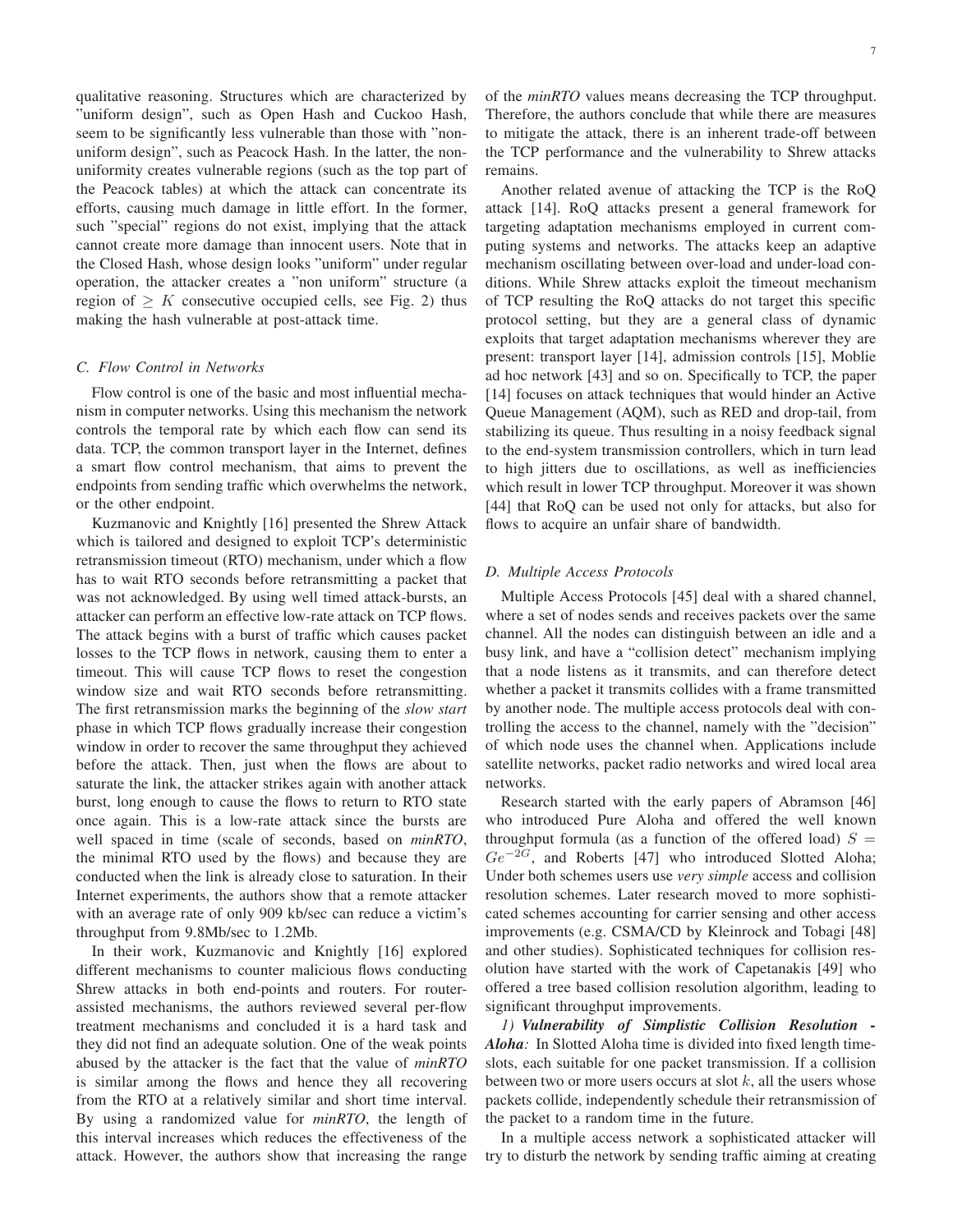qualitative reasoning. Structures which are characterized by "uniform design", such as Open Hash and Cuckoo Hash, seem to be significantly less vulnerable than those with "non-uniform design", such as Peacock Hash. In the latter, the non-uniformity creates vulnerable regions (such as the top part of the Peacock tables) at which the attack can concentrate its efforts, causing much damage in little effort. In the former, such "special" regions do not exist, implying that the attack cannot create more damage than innocent users. Note that in the Closed Hash, whose design looks "uniform" under regular operation, the attacker creates a "non uniform" structure (a region of $\geq K$ consecutive occupied cells, see Fig. 2) thus making the hash vulnerable at post-attack time.

### C. Flow Control in Networks

Flow control is one of the basic and most influential mechanism in computer networks. Using this mechanism the network controls the temporal rate by which each flow can send its data. TCP, the common transport layer in the Internet, defines a smart flow control mechanism, that aims to prevent the endpoints from sending traffic which overwhelms the network, or the other endpoint.

Kuzmanovic and Knightly [16] presented the Shrew Attack which is tailored and designed to exploit TCP's deterministic retransmission timeout (RTO) mechanism, under which a flow has to wait RTO seconds before retransmitting a packet that was not acknowledged. By using well timed attack-bursts, an attacker can perform an effective low-rate attack on TCP flows. The attack begins with a burst of traffic which causes packet losses to the TCP flows in network, causing them to enter a timeout. This will cause TCP flows to reset the congestion window size and wait RTO seconds before retransmitting. The first retransmission marks the beginning of the *slow start* phase in which TCP flows gradually increase their congestion window in order to recover the same throughput they achieved before the attack. Then, just when the flows are about to saturate the link, the attacker strikes again with another attack burst, long enough to cause the flows to return to RTO state once again. This is a low-rate attack since the bursts are well spaced in time (scale of seconds, based on *minRTO*, the minimal RTO used by the flows) and because they are conducted when the link is already close to saturation. In their Internet experiments, the authors show that a remote attacker with an average rate of only 909 kb/sec can reduce a victim's throughput from 9.8Mb/sec to 1.2Mb.

In their work, Kuzmanovic and Knightly [16] explored different mechanisms to counter malicious flows conducting Shrew attacks in both end-points and routers. For router-assisted mechanisms, the authors reviewed several per-flow treatment mechanisms and concluded it is a hard task and they did not find an adequate solution. One of the weak points abused by the attacker is the fact that the value of *minRTO* is similar among the flows and hence they all recovering from the RTO at a relatively similar and short time interval. By using a randomized value for *minRTO*, the length of this interval increases which reduces the effectiveness of the attack. However, the authors show that increasing the range of the *minRTO* values means decreasing the TCP throughput. Therefore, the authors conclude that while there are measures to mitigate the attack, there is an inherent trade-off between the TCP performance and the vulnerability to Shrew attacks remains.

Another related avenue of attacking the TCP is the RoQ attack [14]. RoQ attacks present a general framework for targeting adaptation mechanisms employed in current computing systems and networks. The attacks keep an adaptive mechanism oscillating between over-load and under-load conditions. While Shrew attacks exploit the timeout mechanism of TCP resulting the RoQ attacks do not target this specific protocol setting, but they are a general class of dynamic exploits that target adaptation mechanisms wherever they are present: transport layer [14], admission controls [15], Moblie ad hoc network [43] and so on. Specifically to TCP, the paper [14] focuses on attack techniques that would hinder an Active Queue Management (AQM), such as RED and drop-tail, from stabilizing its queue. Thus resulting in a noisy feedback signal to the end-system transmission controllers, which in turn lead to high jitters due to oscillations, as well as inefficiencies which result in lower TCP throughput. Moreover it was shown [44] that RoQ can be used not only for attacks, but also for flows to acquire an unfair share of bandwidth.

### D. Multiple Access Protocols

Multiple Access Protocols [45] deal with a shared channel, where a set of nodes sends and receives packets over the same channel. All the nodes can distinguish between an idle and a busy link, and have a "collision detect" mechanism implying that a node listens as it transmits, and can therefore detect whether a packet it transmits collides with a frame transmitted by another node. The multiple access protocols deal with controlling the access to the channel, namely with the "decision" of which node uses the channel when. Applications include satellite networks, packet radio networks and wired local area networks.

Research started with the early papers of Abramson [46] who introduced Pure Aloha and offered the well known throughput formula (as a function of the offered load) $S = Ge^{-2G}$, and Roberts [47] who introduced Slotted Aloha; Under both schemes users use *very simple* access and collision resolution schemes. Later research moved to more sophisticated schemes accounting for carrier sensing and other access improvements (e.g. CSMA/CD by Kleinrock and Tobagi [48] and other studies). Sophisticated techniques for collision resolution have started with the work of Capetanakis [49] who offered a tree based collision resolution algorithm, leading to significant throughput improvements.

#### 1) Vulnerability of Simplistic Collision Resolution - Aloha:

In Slotted Aloha time is divided into fixed length time-slots, each suitable for one packet transmission. If a collision between two or more users occurs at slot $k$, all the users whose packets collide, independently schedule their retransmission of the packet to a random time in the future.

In a multiple access network a sophisticated attacker will try to disturb the network by sending traffic aiming at creating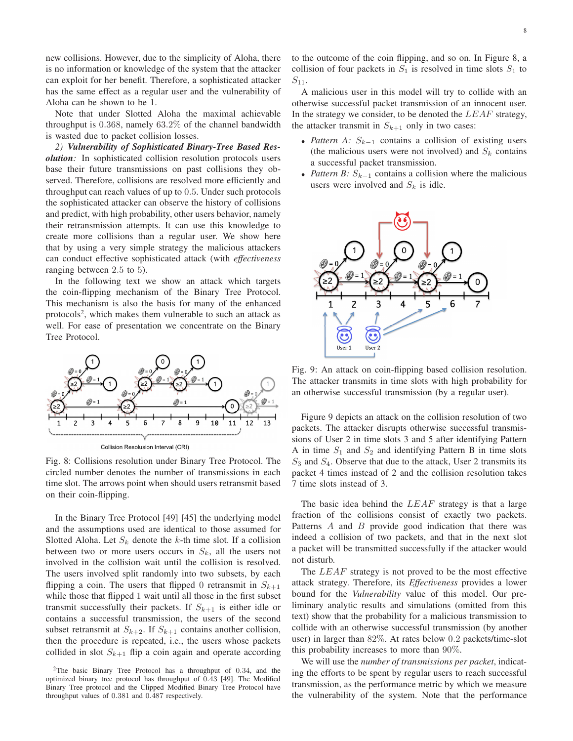new collisions. However, due to the simplicity of Aloha, there is no information or knowledge of the system that the attacker can exploit for her benefit. Therefore, a sophisticated attacker has the same effect as a regular user and the vulnerability of Aloha can be shown to be 1.

Note that under Slotted Aloha the maximal achievable throughput is 0.368, namely 63.2% of the channel bandwidth is wasted due to packet collision losses.

*2) **Vulnerability of Sophisticated Binary-Tree Based Resolution**:* In sophisticated collision resolution protocols users base their future transmissions on past collisions they observed. Therefore, collisions are resolved more efficiently and throughput can reach values of up to 0.5. Under such protocols the sophisticated attacker can observe the history of collisions and predict, with high probability, other users behavior, namely their retransmission attempts. It can use this knowledge to create more collisions than a regular user. We show here that by using a very simple strategy the malicious attackers can conduct effective sophisticated attack (with *effectiveness* ranging between 2.5 to 5).

In the following text we show an attack which targets the coin-flipping mechanism of the Binary Tree Protocol. This mechanism is also the basis for many of the enhanced protocols[2], which makes them vulnerable to such an attack as well. For ease of presentation we concentrate on the Binary Tree Protocol.

Fig. 8: Collisions resolution under Binary Tree Protocol. The circled number denotes the number of transmissions in each time slot. The arrows point when should users retransmit based on their coin-flipping.

In the Binary Tree Protocol [49] [45] the underlying model and the assumptions used are identical to those assumed for Slotted Aloha. Let $S_k$ denote the $k$-th time slot. If a collision between two or more users occurs in $S_k$, all the users not involved in the collision wait until the collision is resolved. The users involved split randomly into two subsets, by each flipping a coin. The users that flipped 0 retransmit in $S_{k+1}$ while those that flipped 1 wait until all those in the first subset transmit successfully their packets. If $S_{k+1}$ is either idle or contains a successful transmission, the users of the second subset retransmit at $S_{k+2}$. If $S_{k+1}$ contains another collision, then the procedure is repeated, i.e., the users whose packets collided in slot $S_{k+1}$ flip a coin again and operate according to the outcome of the coin flipping, and so on. In Figure 8, a collision of four packets in $S_1$ is resolved in time slots $S_1$ to $S_{11}$.

A malicious user in this model will try to collide with an otherwise successful packet transmission of an innocent user. In the strategy we consider, to be denoted the $LEAF$ strategy, the attacker transmit in $S_{k+1}$ only in two cases:

- *Pattern A:* $S_{k-1}$ contains a collision of existing users (the malicious users were not involved) and $S_k$ contains a successful packet transmission.
- *Pattern B:* $S_{k-1}$ contains a collision where the malicious users were involved and $S_k$ is idle.

Fig. 9: An attack on coin-flipping based collision resolution. The attacker transmits in time slots with high probability for an otherwise successful transmission (by a regular user).

Figure 9 depicts an attack on the collision resolution of two packets. The attacker disrupts otherwise successful transmissions of User 2 in time slots 3 and 5 after identifying Pattern A in time $S_1$ and $S_2$ and identifying Pattern B in time slots $S_3$ and $S_4$. Observe that due to the attack, User 2 transmits its packet 4 times instead of 2 and the collision resolution takes 7 time slots instead of 3.

The basic idea behind the $LEAF$ strategy is that a large fraction of the collisions consist of exactly two packets. Patterns $A$ and $B$ provide good indication that there was indeed a collision of two packets, and that in the next slot a packet will be transmitted successfully if the attacker would not disturb.

The $LEAF$ strategy is not proved to be the most effective attack strategy. Therefore, its *Effectiveness* provides a lower bound for the *Vulnerability* value of this model. Our preliminary analytic results and simulations (omitted from this text) show that the probability for a malicious transmission to collide with an otherwise successful transmission (by another user) in larger than 82%. At rates below 0.2 packets/time-slot this probability increases to more than 90%.

We will use the *number of transmissions per packet*, indicating the efforts to be spent by regular users to reach successful transmission, as the performance metric by which we measure the vulnerability of the system. Note that the performance

[2] The basic Binary Tree Protocol has a throughput of 0.34, and the optimized binary tree protocol has throughput of 0.43 [49]. The Modified Binary Tree protocol and the Clipped Modified Binary Tree Protocol have throughput values of 0.381 and 0.487 respectively.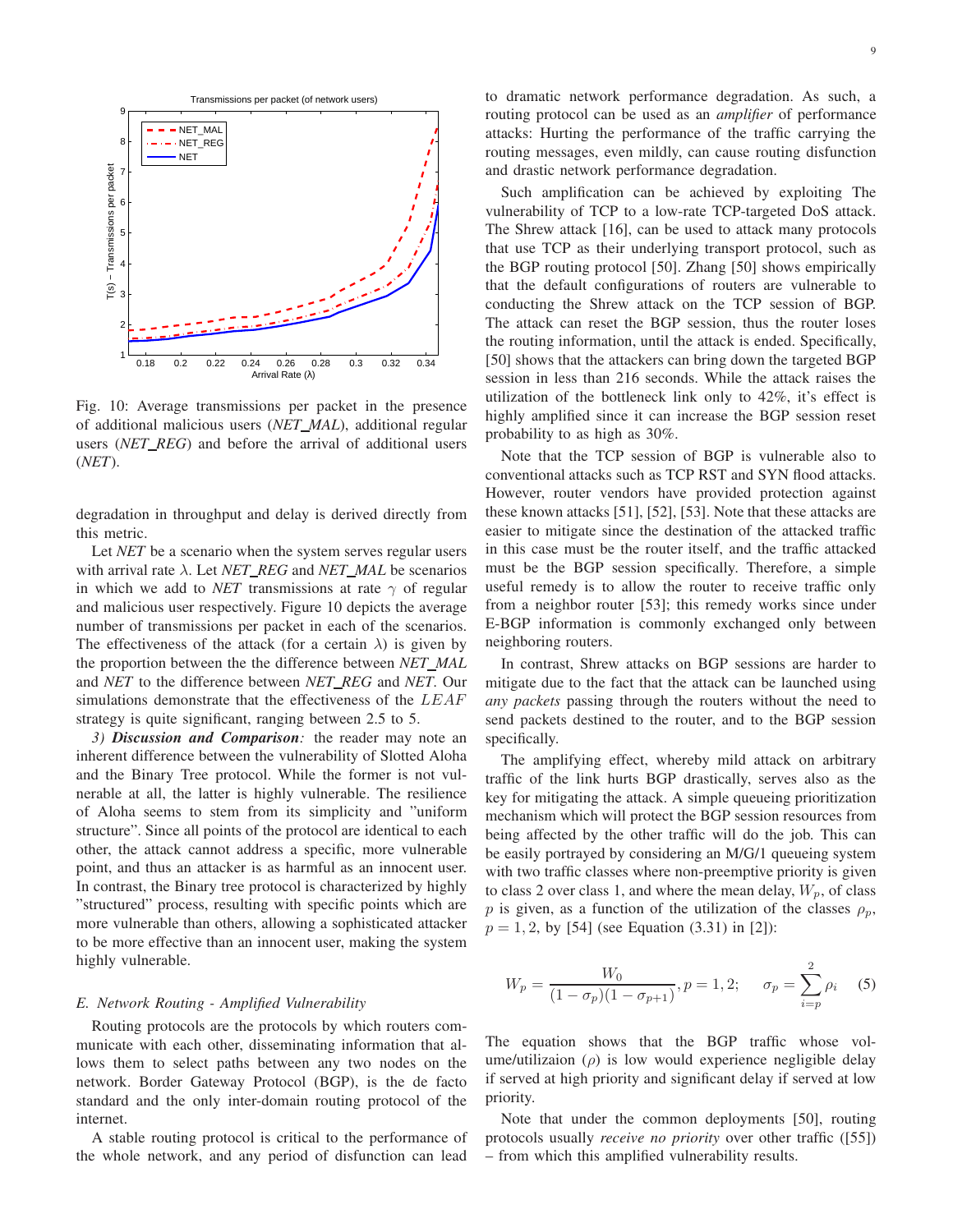Fig. 10: Average transmissions per packet in the presence of additional malicious users (*NET_MAL*), additional regular users (*NET_REG*) and before the arrival of additional users (*NET*).

degradation in throughput and delay is derived directly from this metric.

Let *NET* be a scenario when the system serves regular users with arrival rate $\lambda$. Let *NET_REG* and *NET_MAL* be scenarios in which we add to *NET* transmissions at rate $\gamma$ of regular and malicious user respectively. Figure 10 depicts the average number of transmissions per packet in each of the scenarios. The effectiveness of the attack (for a certain $\lambda$) is given by the proportion between the the difference between *NET_MAL* and *NET* to the difference between *NET_REG* and *NET*. Our simulations demonstrate that the effectiveness of the $LEAF$ strategy is quite significant, ranging between 2.5 to 5.

*3) **Discussion and Comparison**:* the reader may note an inherent difference between the vulnerability of Slotted Aloha and the Binary Tree protocol. While the former is not vulnerable at all, the latter is highly vulnerable. The resilience of Aloha seems to stem from its simplicity and "uniform structure". Since all points of the protocol are identical to each other, the attack cannot address a specific, more vulnerable point, and thus an attacker is as harmful as an innocent user. In contrast, the Binary tree protocol is characterized by highly "structured" process, resulting with specific points which are more vulnerable than others, allowing a sophisticated attacker to be more effective than an innocent user, making the system highly vulnerable.

### *E. Network Routing - Amplified Vulnerability*

Routing protocols are the protocols by which routers communicate with each other, disseminating information that allows them to select paths between any two nodes on the network. Border Gateway Protocol (BGP), is the de facto standard and the only inter-domain routing protocol of the internet.

A stable routing protocol is critical to the performance of the whole network, and any period of disfunction can lead to dramatic network performance degradation. As such, a routing protocol can be used as an *amplifier* of performance attacks: Hurting the performance of the traffic carrying the routing messages, even mildly, can cause routing disfunction and drastic network performance degradation.

Such amplification can be achieved by exploiting The vulnerability of TCP to a low-rate TCP-targeted DoS attack. The Shrew attack [16], can be used to attack many protocols that use TCP as their underlying transport protocol, such as the BGP routing protocol [50]. Zhang [50] shows empirically that the default configurations of routers are vulnerable to conducting the Shrew attack on the TCP session of BGP. The attack can reset the BGP session, thus the router loses the routing information, until the attack is ended. Specifically, [50] shows that the attackers can bring down the targeted BGP session in less than 216 seconds. While the attack raises the utilization of the bottleneck link only to 42%, it's effect is highly amplified since it can increase the BGP session reset probability to as high as 30%.

Note that the TCP session of BGP is vulnerable also to conventional attacks such as TCP RST and SYN flood attacks. However, router vendors have provided protection against these known attacks [51], [52], [53]. Note that these attacks are easier to mitigate since the destination of the attacked traffic in this case must be the router itself, and the traffic attacked must be the BGP session specifically. Therefore, a simple useful remedy is to allow the router to receive traffic only from a neighbor router [53]; this remedy works since under E-BGP information is commonly exchanged only between neighboring routers.

In contrast, Shrew attacks on BGP sessions are harder to mitigate due to the fact that the attack can be launched using *any packets* passing through the routers without the need to send packets destined to the router, and to the BGP session specifically.

The amplifying effect, whereby mild attack on arbitrary traffic of the link hurts BGP drastically, serves also as the key for mitigating the attack. A simple queueing prioritization mechanism which will protect the BGP session resources from being affected by the other traffic will do the job. This can be easily portrayed by considering an M/G/1 queueing system with two traffic classes where non-preemptive priority is given to class 2 over class 1, and where the mean delay, $W_p$, of class $p$ is given, as a function of the utilization of the classes $\rho_p$, $p = 1, 2$, by [54] (see Equation (3.31) in [2]):

$$W_p = \frac{W_0}{(1-\sigma_p)(1-\sigma_{p+1})}, p = 1, 2; \qquad \sigma_p = \sum_{i=p}^{2} \rho_i \tag{5}$$

The equation shows that the BGP traffic whose volume/utilizaion ($\rho$) is low would experience negligible delay if served at high priority and significant delay if served at low priority.

Note that under the common deployments [50], routing protocols usually *receive no priority* over other traffic ([55]) – from which this amplified vulnerability results.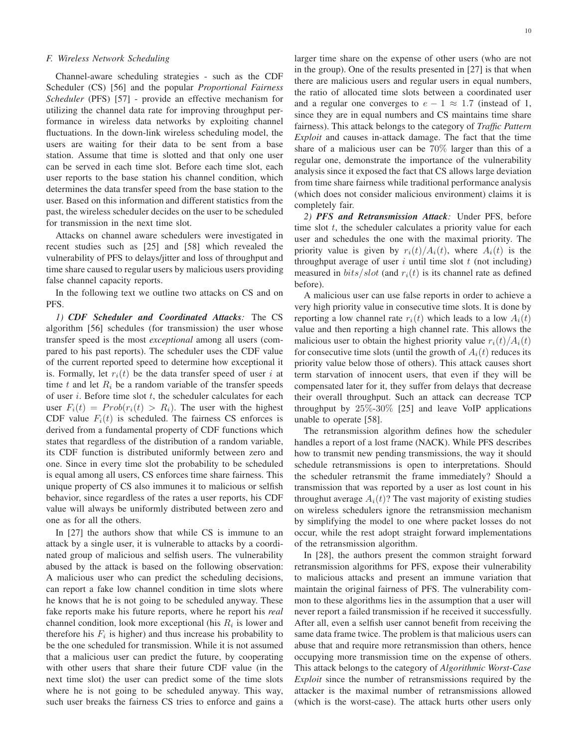### F. Wireless Network Scheduling

Channel-aware scheduling strategies - such as the CDF Scheduler (CS) [56] and the popular *Proportional Fairness Scheduler* (PFS) [57] - provide an effective mechanism for utilizing the channel data rate for improving throughput performance in wireless data networks by exploiting channel fluctuations. In the down-link wireless scheduling model, the users are waiting for their data to be sent from a base station. Assume that time is slotted and that only one user can be served in each time slot. Before each time slot, each user reports to the base station his channel condition, which determines the data transfer speed from the base station to the user. Based on this information and different statistics from the past, the wireless scheduler decides on the user to be scheduled for transmission in the next time slot.

Attacks on channel aware schedulers were investigated in recent studies such as [25] and [58] which revealed the vulnerability of PFS to delays/jitter and loss of throughput and time share caused to regular users by malicious users providing false channel capacity reports.

In the following text we outline two attacks on CS and on PFS.

*1) **CDF Scheduler and Coordinated Attacks**:* The CS algorithm [56] schedules (for transmission) the user whose transfer speed is the most *exceptional* among all users (compared to his past reports). The scheduler uses the CDF value of the current reported speed to determine how exceptional it is. Formally, let $r_i(t)$ be the data transfer speed of user $i$ at time $t$ and let $R_i$ be a random variable of the transfer speeds of user $i$. Before time slot $t$, the scheduler calculates for each user $F_i(t) = Prob(r_i(t) > R_i)$. The user with the highest CDF value $F_i(t)$ is scheduled. The fairness CS enforces is derived from a fundamental property of CDF functions which states that regardless of the distribution of a random variable, its CDF function is distributed uniformly between zero and one. Since in every time slot the probability to be scheduled is equal among all users, CS enforces time share fairness. This unique property of CS also immunes it to malicious or selfish behavior, since regardless of the rates a user reports, his CDF value will always be uniformly distributed between zero and one as for all the others.

In [27] the authors show that while CS is immune to an attack by a single user, it is vulnerable to attacks by a coordinated group of malicious and selfish users. The vulnerability abused by the attack is based on the following observation: A malicious user who can predict the scheduling decisions, can report a fake low channel condition in time slots where he knows that he is not going to be scheduled anyway. These fake reports make his future reports, where he report his *real* channel condition, look more exceptional (his $R_i$ is lower and therefore his $F_i$ is higher) and thus increase his probability to be the one scheduled for transmission. While it is not assumed that a malicious user can predict the future, by cooperating with other users that share their future CDF value (in the next time slot) the user can predict some of the time slots where he is not going to be scheduled anyway. This way, such user breaks the fairness CS tries to enforce and gains a larger time share on the expense of other users (who are not in the group). One of the results presented in [27] is that when there are malicious users and regular users in equal numbers, the ratio of allocated time slots between a coordinated user and a regular one converges to $e - 1 \approx 1.7$ (instead of 1, since they are in equal numbers and CS maintains time share fairness). This attack belongs to the category of *Traffic Pattern Exploit* and causes in-attack damage. The fact that the time share of a malicious user can be $70\%$ larger than this of a regular one, demonstrate the importance of the vulnerability analysis since it exposed the fact that CS allows large deviation from time share fairness while traditional performance analysis (which does not consider malicious environment) claims it is completely fair.

*2) **PFS and Retransmission Attack**:* Under PFS, before time slot $t$, the scheduler calculates a priority value for each user and schedules the one with the maximal priority. The priority value is given by $r_i(t)/A_i(t)$, where $A_i(t)$ is the throughput average of user $i$ until time slot $t$ (not including) measured in $bits/slot$ (and $r_i(t)$ is its channel rate as defined before).

A malicious user can use false reports in order to achieve a very high priority value in consecutive time slots. It is done by reporting a low channel rate $r_i(t)$ which leads to a low $A_i(t)$ value and then reporting a high channel rate. This allows the malicious user to obtain the highest priority value $r_i(t)/A_i(t)$ for consecutive time slots (until the growth of $A_i(t)$ reduces its priority value below those of others). This attack causes short term starvation of innocent users, that even if they will be compensated later for it, they suffer from delays that decrease their overall throughput. Such an attack can decrease TCP throughput by $25\%$-$30\%$ [25] and leave VoIP applications unable to operate [58].

The retransmission algorithm defines how the scheduler handles a report of a lost frame (NACK). While PFS describes how to transmit new pending transmissions, the way it should schedule retransmissions is open to interpretations. Should the scheduler retransmit the frame immediately? Should a transmission that was reported by a user as lost count in his throughut average $A_i(t)$? The vast majority of existing studies on wireless schedulers ignore the retransmission mechanism by simplifying the model to one where packet losses do not occur, while the rest adopt straight forward implementations of the retransmission algorithm.

In [28], the authors present the common straight forward retransmission algorithms for PFS, expose their vulnerability to malicious attacks and present an immune variation that maintain the original fairness of PFS. The vulnerability common to these algorithms lies in the assumption that a user will never report a failed transmission if he received it successfully. After all, even a selfish user cannot benefit from receiving the same data frame twice. The problem is that malicious users can abuse that and require more retransmission than others, hence occupying more transmission time on the expense of others. This attack belongs to the category of *Algorithmic Worst-Case Exploit* since the number of retransmissions required by the attacker is the maximal number of retransmissions allowed (which is the worst-case). The attack hurts other users only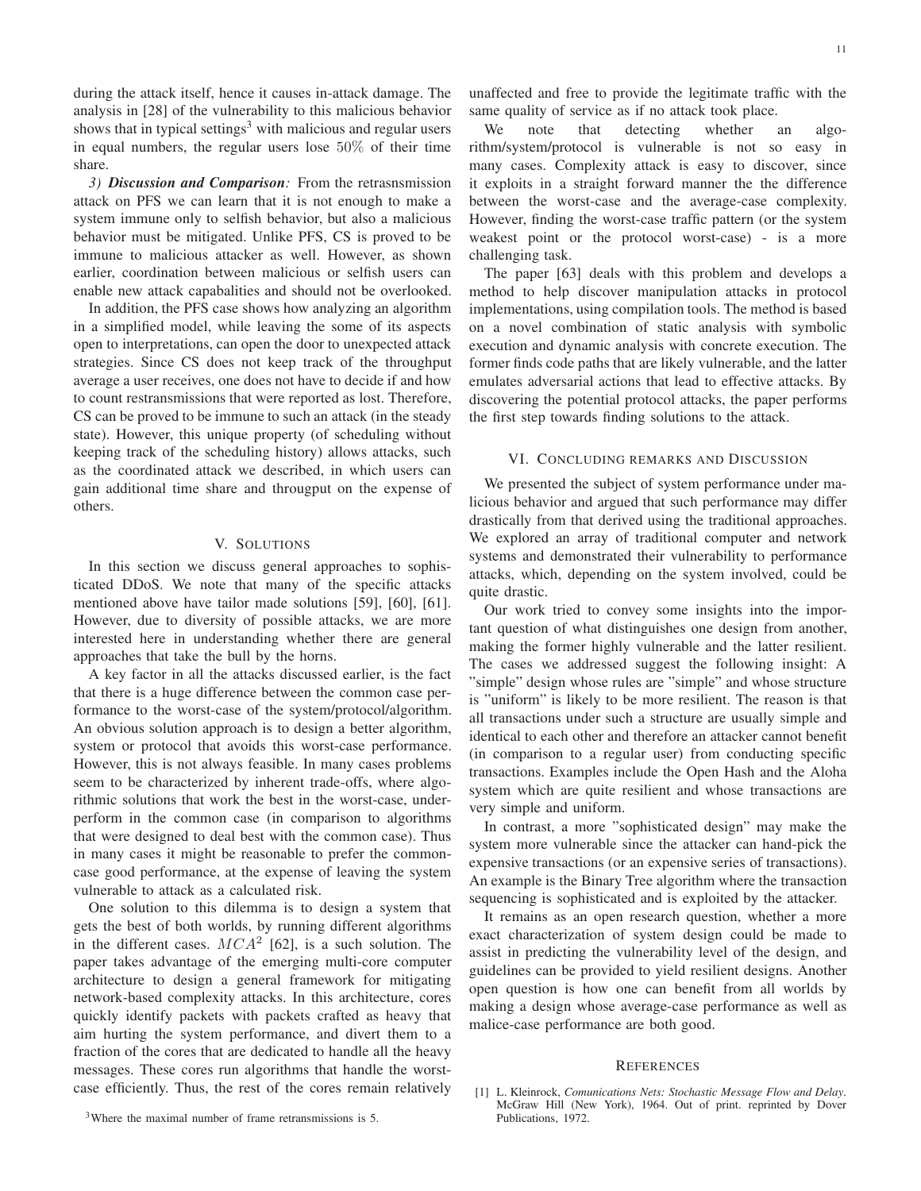during the attack itself, hence it causes in-attack damage. The analysis in [28] of the vulnerability to this malicious behavior shows that in typical settings[3] with malicious and regular users in equal numbers, the regular users lose $50\%$ of their time share.

*3) **Discussion and Comparison**:* From the retrasnsmission attack on PFS we can learn that it is not enough to make a system immune only to selfish behavior, but also a malicious behavior must be mitigated. Unlike PFS, CS is proved to be immune to malicious attacker as well. However, as shown earlier, coordination between malicious or selfish users can enable new attack capabilities and should not be overlooked.

In addition, the PFS case shows how analyzing an algorithm in a simplified model, while leaving the some of its aspects open to interpretations, can open the door to unexpected attack strategies. Since CS does not keep track of the throughput average a user receives, one does not have to decide if and how to count restransmissions that were reported as lost. Therefore, CS can be proved to be immune to such an attack (in the steady state). However, this unique property (of scheduling without keeping track of the scheduling history) allows attacks, such as the coordinated attack we described, in which users can gain additional time share and througput on the expense of others.

## V. Solutions

In this section we discuss general approaches to sophisticated DDoS. We note that many of the specific attacks mentioned above have tailor made solutions [59], [60], [61]. However, due to diversity of possible attacks, we are more interested here in understanding whether there are general approaches that take the bull by the horns.

A key factor in all the attacks discussed earlier, is the fact that there is a huge difference between the common case performance to the worst-case of the system/protocol/algorithm. An obvious solution approach is to design a better algorithm, system or protocol that avoids this worst-case performance. However, this is not always feasible. In many cases problems seem to be characterized by inherent trade-offs, where algorithmic solutions that work the best in the worst-case, underperform in the common case (in comparison to algorithms that were designed to deal best with the common case). Thus in many cases it might be reasonable to prefer the common-case good performance, at the expense of leaving the system vulnerable to attack as a calculated risk.

One solution to this dilemma is to design a system that gets the best of both worlds, by running different algorithms in the different cases. $MCA^2$ [62], is a such solution. The paper takes advantage of the emerging multi-core computer architecture to design a general framework for mitigating network-based complexity attacks. In this architecture, cores quickly identify packets with packets crafted as heavy that aim hurting the system performance, and divert them to a fraction of the cores that are dedicated to handle all the heavy messages. These cores run algorithms that handle the worst-case efficiently. Thus, the rest of the cores remain relatively unaffected and free to provide the legitimate traffic with the same quality of service as if no attack took place.

We note that detecting whether an algorithm/system/protocol is vulnerable is not so easy in many cases. Complexity attack is easy to discover, since it exploits in a straight forward manner the the difference between the worst-case and the average-case complexity. However, finding the worst-case traffic pattern (or the system weakest point or the protocol worst-case) - is a more challenging task.

The paper [63] deals with this problem and develops a method to help discover manipulation attacks in protocol implementations, using compilation tools. The method is based on a novel combination of static analysis with symbolic execution and dynamic analysis with concrete execution. The former finds code paths that are likely vulnerable, and the latter emulates adversarial actions that lead to effective attacks. By discovering the potential protocol attacks, the paper performs the first step towards finding solutions to the attack.

## VI. Concluding remarks and Discussion

We presented the subject of system performance under malicious behavior and argued that such performance may differ drastically from that derived using the traditional approaches. We explored an array of traditional computer and network systems and demonstrated their vulnerability to performance attacks, which, depending on the system involved, could be quite drastic.

Our work tried to convey some insights into the important question of what distinguishes one design from another, making the former highly vulnerable and the latter resilient. The cases we addressed suggest the following insight: A "simple" design whose rules are "simple" and whose structure is "uniform" is likely to be more resilient. The reason is that all transactions under such a structure are usually simple and identical to each other and therefore an attacker cannot benefit (in comparison to a regular user) from conducting specific transactions. Examples include the Open Hash and the Aloha system which are quite resilient and whose transactions are very simple and uniform.

In contrast, a more "sophisticated design" may make the system more vulnerable since the attacker can hand-pick the expensive transactions (or an expensive series of transactions). An example is the Binary Tree algorithm where the transaction sequencing is sophisticated and is exploited by the attacker.

It remains as an open research question, whether a more exact characterization of system design could be made to assist in predicting the vulnerability level of the design, and guidelines can be provided to yield resilient designs. Another open question is how one can benefit from all worlds by making a design whose average-case performance as well as malice-case performance are both good.

## References

[1] L. Kleinrock, *Comunications Nets: Stochastic Message Flow and Delay*. McGraw Hill (New York), 1964. Out of print. reprinted by Dover Publications, 1972.

[3] Where the maximal number of frame retransmissions is 5.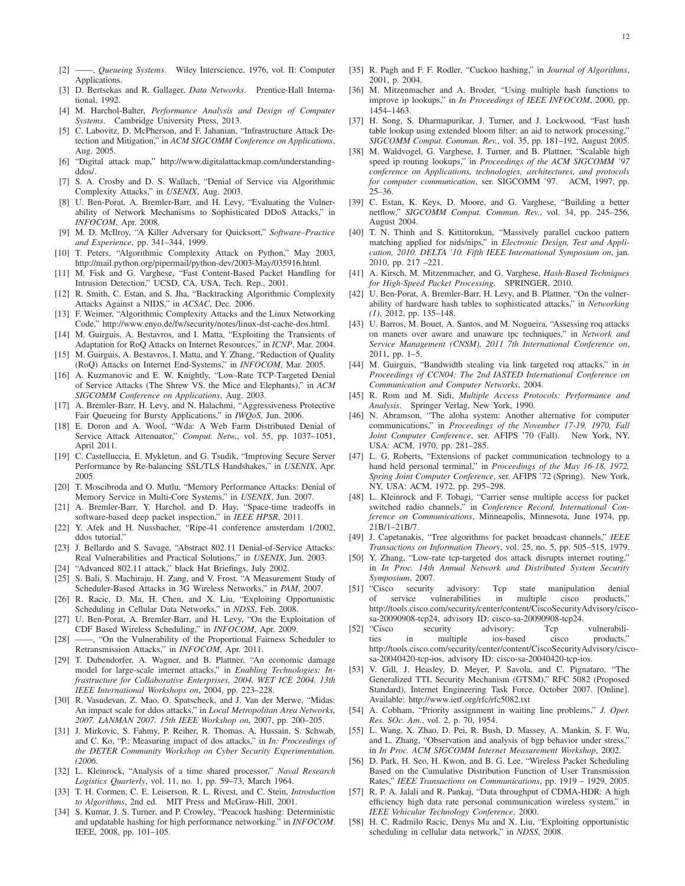[2] ——, *Queueing Systems*. Wiley Interscience, 1976, vol. II: Computer Applications.

[3] D. Bertsekas and R. Gallager, *Data Networks*. Prentice-Hall International, 1992.

[4] M. Harchol-Balter, *Performance Analysis and Design of Computer Systems*. Cambridge University Press, 2013.

[5] C. Labovitz, D. McPherson, and F. Jahanian, "Infrastructure Attack Detection and Mitigation," in *ACM SIGCOMM Conference on Applications*, Aug. 2005.

[6] "Digital attack map," http://www.digitalattackmap.com/understanding-ddos/.

[7] S. A. Crosby and D. S. Wallach, "Denial of Service via Algorithmic Complexity Attacks," in *USENIX*, Aug. 2003.

[8] U. Ben-Porat, A. Bremler-Barr, and H. Levy, "Evaluating the Vulnerability of Network Mechanisms to Sophisticated DDoS Attacks," in *INFOCOM*, Apr. 2008.

[9] M. D. McIlroy, "A Killer Adversary for Quicksort," *Software–Practice and Experience*, pp. 341–344, 1999.

[10] T. Peters, "Algorithmic Complexity Attack on Python," May 2003, http://mail.python.org/pipermail/python-dev/2003-May/035916.html.

[11] M. Fisk and G. Varghese, "Fast Content-Based Packet Handling for Intrusion Detection," UCSD, CA, USA, Tech. Rep., 2001.

[12] R. Smith, C. Estan, and S. Jha, "Backtracking Algorithmic Complexity Attacks Against a NIDS," in *ACSAC*, Dec. 2006.

[13] F. Weimer, "Algorithmic Complexity Attacks and the Linux Networking Code," http://www.enyo.de/fw/security/notes/linux-dst-cache-dos.html.

[14] M. Guirguis, A. Bestavros, and I. Matta, "Exploiting the Transients of Adaptation for RoQ Attacks on Internet Resources," in *ICNP*, Mar. 2004.

[15] M. Guirguis, A. Bestavros, I. Matta, and Y. Zhang, "Reduction of Quality (RoQ) Attacks on Internet End-Systems," in *INFOCOM*, Mar. 2005.

[16] A. Kuzmanovic and E. W. Knightly, "Low-Rate TCP-Targeted Denial of Service Attacks (The Shrew VS. the Mice and Elephants)," in *ACM SIGCOMM Conference on Applications*, Aug. 2003.

[17] A. Bremler-Barr, H. Levy, and N. Halachmi, "Aggressiveness Protective Fair Queueing for Bursty Applications," in *IWQoS*, Jun. 2006.

[18] E. Doron and A. Wool, "Wda: A Web Farm Distributed Denial of Service Attack Attenuator," *Comput. Netw.*, vol. 55, pp. 1037–1051, April 2011.

[19] C. Castelluccia, E. Mykletun, and G. Tsudik, "Improving Secure Server Performance by Re-balancing SSL/TLS Handshakes," in *USENIX*, Apr. 2005.

[20] T. Moscibroda and O. Mutlu, "Memory Performance Attacks: Denial of Memory Service in Multi-Core Systems," in *USENIX*, Jun. 2007.

[21] A. Bremler-Barr, Y. Harchol, and D. Hay, "Space-time tradeoffs in software-based deep packet inspection," in *IEEE HPSR*, 2011.

[22] Y. Afek and H. Nussbacher, "Ripe-41 conference amsterdam 1/2002, ddos tutorial."

[23] J. Bellardo and S. Savage, "Abstract 802.11 Denial-of-Service Attacks: Real Vulnerabilities and Practical Solutions," in *USENIX*, Jun. 2003.

[24] "Advanced 802.11 attack," black Hat Briefings, July 2002.

[25] S. Bali, S. Machiraju, H. Zang, and V. Frost, "A Measurement Study of Scheduler-Based Attacks in 3G Wireless Networks," in *PAM*, 2007.

[26] R. Racic, D. Ma, H. Chen, and X. Liu, "Exploiting Opportunistic Scheduling in Cellular Data Networks," in *NDSS*, Feb. 2008.

[27] U. Ben-Porat, A. Bremler-Barr, and H. Levy, "On the Exploitation of CDF Based Wireless Scheduling," in *INFOCOM*, Apr. 2009.

[28] ——, "On the Vulnerability of the Proportional Fairness Scheduler to Retransmission Attacks," in *INFOCOM*, Apr. 2011.

[29] T. Dubendorfer, A. Wagner, and B. Plattner, "An economic damage model for large-scale internet attacks," in *Enabling Technologies: Infrastructure for Collaborative Enterprises, 2004. WET ICE 2004. 13th IEEE International Workshops on*, 2004, pp. 223–228.

[30] R. Vasudevan, Z. Mao, O. Spatscheck, and J. Van der Merwe, "Midas: An impact scale for ddos attacks," in *Local Metropolitan Area Networks, 2007. LANMAN 2007. 15th IEEE Workshop on*, 2007, pp. 200–205.

[31] J. Mirkovic, S. Fahmy, P. Reiher, R. Thomas, A. Hussain, S. Schwab, and C. Ko, "P.: Measuring impact of dos attacks," in *In: Proceedings of the DETER Community Workshop on Cyber Security Experimentation. (2006*.

[32] L. Kleinrock, "Analysis of a time shared processor," *Naval Research Logistics Quarterly*, vol. 11, no. 1, pp. 59–73, March 1964.

[33] T. H. Cormen, C. E. Leiserson, R. L. Rivest, and C. Stein, *Introduction to Algorithms*, 2nd ed. MIT Press and McGraw-Hill, 2001.

[34] S. Kumar, J. S. Turner, and P. Crowley, "Peacock hashing: Deterministic and updatable hashing for high performance networking." in *INFOCOM*. IEEE, 2008, pp. 101–105.

[35] R. Pagh and F. F. Rodler, "Cuckoo hashing," in *Journal of Algorithms*, 2001, p. 2004.

[36] M. Mitzenmacher and A. Broder, "Using multiple hash functions to improve ip lookups," in *In Proceedings of IEEE INFOCOM*, 2000, pp. 1454–1463.

[37] H. Song, S. Dharmapurikar, J. Turner, and J. Lockwood, "Fast hash table lookup using extended bloom filter: an aid to network processing," *SIGCOMM Comput. Commun. Rev.*, vol. 35, pp. 181–192, August 2005.

[38] M. Waldvogel, G. Varghese, J. Turner, and B. Plattner, "Scalable high speed ip routing lookups," in *Proceedings of the ACM SIGCOMM '97 conference on Applications, technologies, architectures, and protocols for computer communication*, ser. SIGCOMM '97. ACM, 1997, pp. 25–36.

[39] C. Estan, K. Keys, D. Moore, and G. Varghese, "Building a better netflow," *SIGCOMM Comput. Commun. Rev.*, vol. 34, pp. 245–256, August 2004.

[40] T. N. Thinh and S. Kittitornkun, "Massively parallel cuckoo pattern matching applied for nids/nips," in *Electronic Design, Test and Application, 2010. DELTA '10. Fifth IEEE International Symposium on*, jan. 2010, pp. 217 –221.

[41] A. Kirsch, M. Mitzenmacher, and G. Varghese, *Hash-Based Techniques for High-Speed Packet Processing*. SPRINGER, 2010.

[42] U. Ben-Porat, A. Bremler-Barr, H. Levy, and B. Plattner, "On the vulnerability of hardware hash tables to sophisticated attacks," in *Networking (1)*, 2012, pp. 135–148.

[43] U. Barros, M. Bouet, A. Santos, and M. Nogueira, "Assessing roq attacks on manets over aware and unaware tpc techniques," in *Network and Service Management (CNSM), 2011 7th International Conference on*, 2011, pp. 1–5.

[44] M. Guirguis, "Bandwidth stealing via link targeted roq attacks," in *in Proceedings of CCN04: The 2nd IASTED International Conference on Communication and Computer Networks*, 2004.

[45] R. Rom and M. Sidi, *Multiple Access Protocols: Performance and Analysis*. Springer Verlag, New York, 1990.

[46] N. Abramson, "The aloha system: Another alternative for computer communications," in *Proceedings of the November 17-19, 1970, Fall Joint Computer Conference*, ser. AFIPS '70 (Fall). New York, NY, USA: ACM, 1970, pp. 281–285.

[47] L. G. Roberts, "Extensions of packet communication technology to a hand held personal terminal," in *Proceedings of the May 16-18, 1972, Spring Joint Computer Conference*, ser. AFIPS '72 (Spring). New York, NY, USA: ACM, 1972, pp. 295–298.

[48] L. Kleinrock and F. Tobagi, "Carrier sense multiple access for packet switched radio channels," in *Conference Record, International Conference on Communications*, Minneapolis, Minnesota, June 1974, pp. 21B/1–21B/7.

[49] J. Capetanakis, "Tree algorithms for packet broadcast channels," *IEEE Transactions on Information Theory*, vol. 25, no. 5, pp. 505–515, 1979.

[50] Y. Zhang, "Low-rate tcp-targeted dos attack disrupts internet routing," in *In Proc. 14th Annual Network and Distributed System Security Symposium*, 2007.

[51] "Cisco security advisory: Tcp state manipulation denial of service vulnerabilities in multiple cisco products," http://tools.cisco.com/security/center/content/CiscoSecurityAdvisory/cisco-sa-20090908-tcp24, advisory ID: cisco-sa-20090908-tcp24.

[52] "Cisco security advisory: Tcp vulnerabilities in multiple ios-based cisco products," http://tools.cisco.com/security/center/content/CiscoSecurityAdvisory/cisco-sa-20040420-tcp-ios, advisory ID: cisco-sa-20040420-tcp-ios.

[53] V. Gill, J. Heasley, D. Meyer, P. Savola, and C. Pignataro, "The Generalized TTL Security Mechanism (GTSM)," RFC 5082 (Proposed Standard), Internet Engineering Task Force, October 2007. [Online]. Available: http://www.ietf.org/rfc/rfc5082.txt

[54] A. Cobham, "Priority assignment in waiting line problems," *J. Oper. Res. SOc. Am.*, vol. 2, p. 70, 1954.

[55] L. Wang, X. Zhao, D. Pei, R. Bush, D. Massey, A. Mankin, S. F. Wu, and L. Zhang, "Observation and analysis of bgp behavior under stress," in *In Proc. ACM SIGCOMM Internet Measurement Workshop*, 2002.

[56] D. Park, H. Seo, H. Kwon, and B. G. Lee, "Wireless Packet Scheduling Based on the Cumulative Distribution Function of User Transmission Rates," *IEEE Transactions on Communications*, pp. 1919 – 1929, 2005.

[57] R. P. A. Jalali and R. Pankaj, "Data throughput of CDMA-HDR: A high efficiency high data rate personal communication wireless system," in *IEEE Vehicular Technology Conference*, 2000.

[58] H. C. Radmilo Racic, Denys Ma and X. Liu, "Exploiting opportunistic scheduling in cellular data network," in *NDSS*, 2008.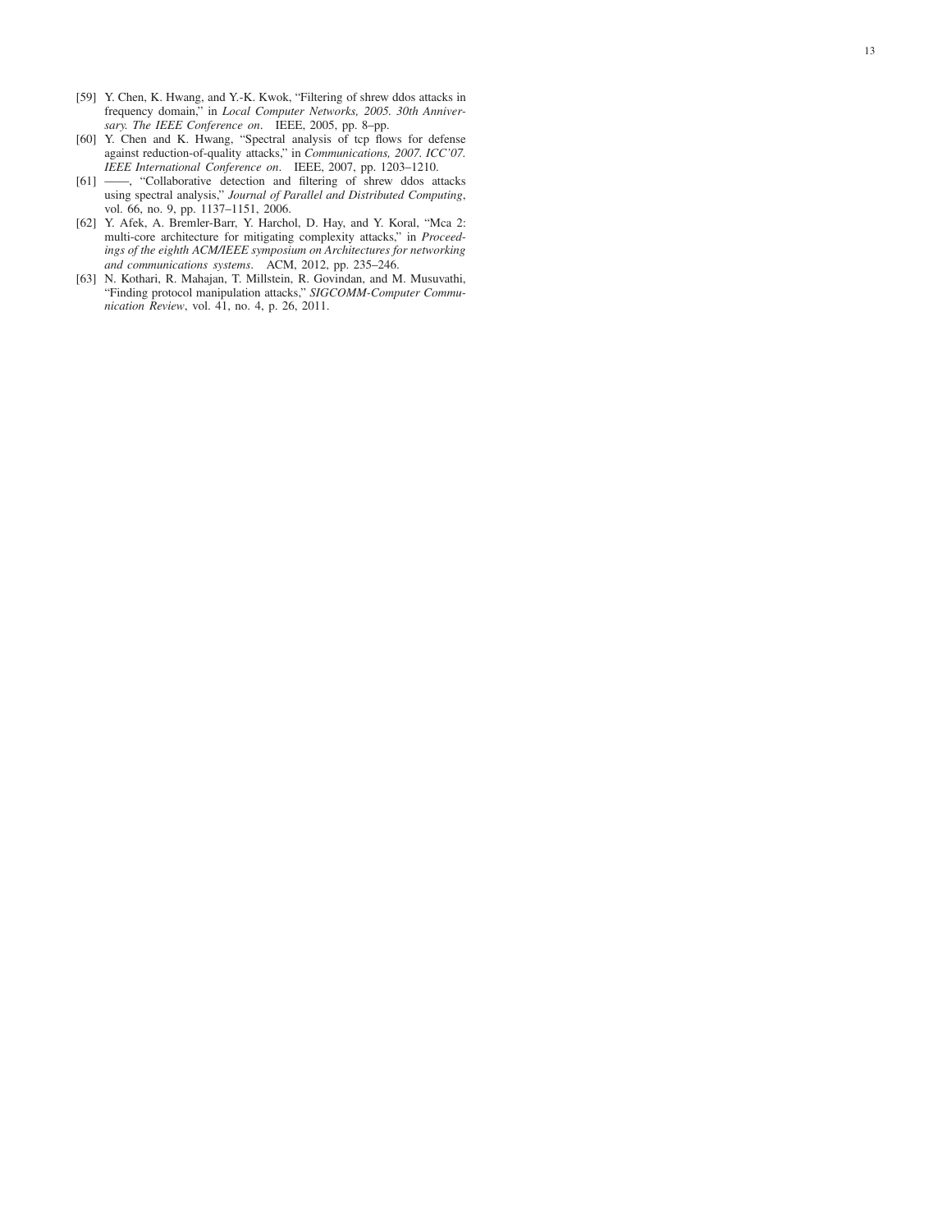[59] Y. Chen, K. Hwang, and Y.-K. Kwok, "Filtering of shrew ddos attacks in frequency domain," in *Local Computer Networks, 2005. 30th Anniversary. The IEEE Conference on*. IEEE, 2005, pp. 8–pp.

[60] Y. Chen and K. Hwang, "Spectral analysis of tcp flows for defense against reduction-of-quality attacks," in *Communications, 2007. ICC'07. IEEE International Conference on*. IEEE, 2007, pp. 1203–1210.

[61] ——, "Collaborative detection and filtering of shrew ddos attacks using spectral analysis," *Journal of Parallel and Distributed Computing*, vol. 66, no. 9, pp. 1137–1151, 2006.

[62] Y. Afek, A. Bremler-Barr, Y. Harchol, D. Hay, and Y. Koral, "Mca 2: multi-core architecture for mitigating complexity attacks," in *Proceedings of the eighth ACM/IEEE symposium on Architectures for networking and communications systems*. ACM, 2012, pp. 235–246.

[63] N. Kothari, R. Mahajan, T. Millstein, R. Govindan, and M. Musuvathi, "Finding protocol manipulation attacks," *SIGCOMM-Computer Communication Review*, vol. 41, no. 4, p. 26, 2011.